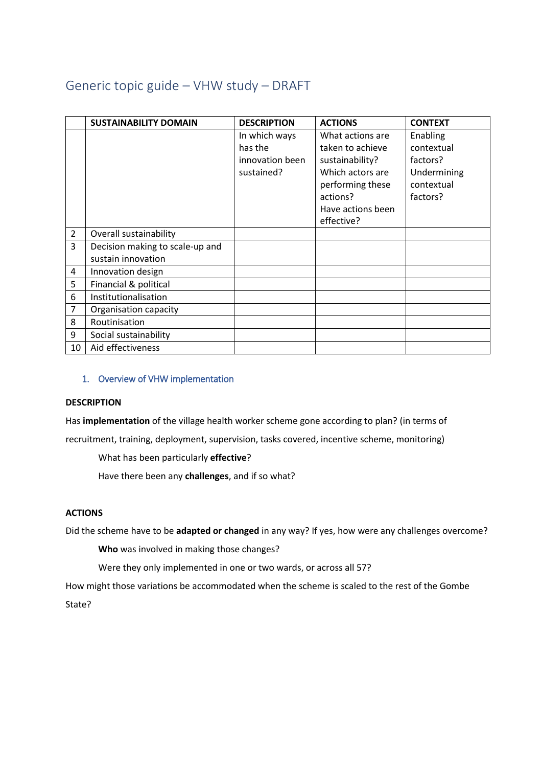# Generic topic guide – VHW study – DRAFT

| | SUSTAINABILITY DOMAIN | DESCRIPTION | ACTIONS | CONTEXT |
|---|---|---|---|---|
| | | In which ways has the innovation been sustained? | What actions are taken to achieve sustainability? Which actors are performing these actions? Have actions been effective? | Enabling contextual factors? Undermining contextual factors? |
| 2 | Overall sustainability | | | |
| 3 | Decision making to scale-up and sustain innovation | | | |
| 4 | Innovation design | | | |
| 5 | Financial & political | | | |
| 6 | Institutionalisation | | | |
| 7 | Organisation capacity | | | |
| 8 | Routinisation | | | |
| 9 | Social sustainability | | | |
| 10 | Aid effectiveness | | | |

## 1. Overview of VHW implementation

**DESCRIPTION**

Has **implementation** of the village health worker scheme gone according to plan? (in terms of recruitment, training, deployment, supervision, tasks covered, incentive scheme, monitoring)

What has been particularly **effective**?

Have there been any **challenges**, and if so what?

**ACTIONS**

Did the scheme have to be **adapted or changed** in any way? If yes, how were any challenges overcome?

**Who** was involved in making those changes?

Were they only implemented in one or two wards, or across all 57?

How might those variations be accommodated when the scheme is scaled to the rest of the Gombe State?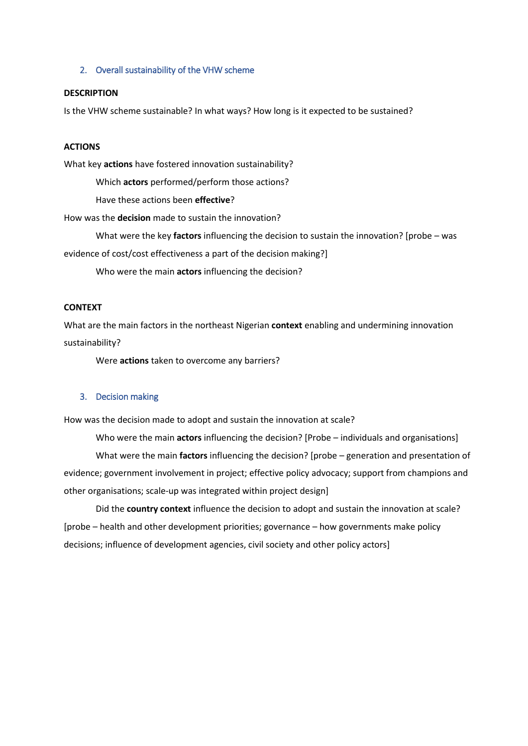## 2. Overall sustainability of the VHW scheme

**DESCRIPTION**

Is the VHW scheme sustainable? In what ways? How long is it expected to be sustained?

**ACTIONS**

What key **actions** have fostered innovation sustainability?

Which **actors** performed/perform those actions?

Have these actions been **effective**?

How was the **decision** made to sustain the innovation?

What were the key **factors** influencing the decision to sustain the innovation? [probe – was evidence of cost/cost effectiveness a part of the decision making?]

Who were the main **actors** influencing the decision?

**CONTEXT**

What are the main factors in the northeast Nigerian **context** enabling and undermining innovation sustainability?

Were **actions** taken to overcome any barriers?

## 3. Decision making

How was the decision made to adopt and sustain the innovation at scale?

Who were the main **actors** influencing the decision? [Probe – individuals and organisations]

What were the main **factors** influencing the decision? [probe – generation and presentation of evidence; government involvement in project; effective policy advocacy; support from champions and other organisations; scale-up was integrated within project design]

Did the **country context** influence the decision to adopt and sustain the innovation at scale? [probe – health and other development priorities; governance – how governments make policy decisions; influence of development agencies, civil society and other policy actors]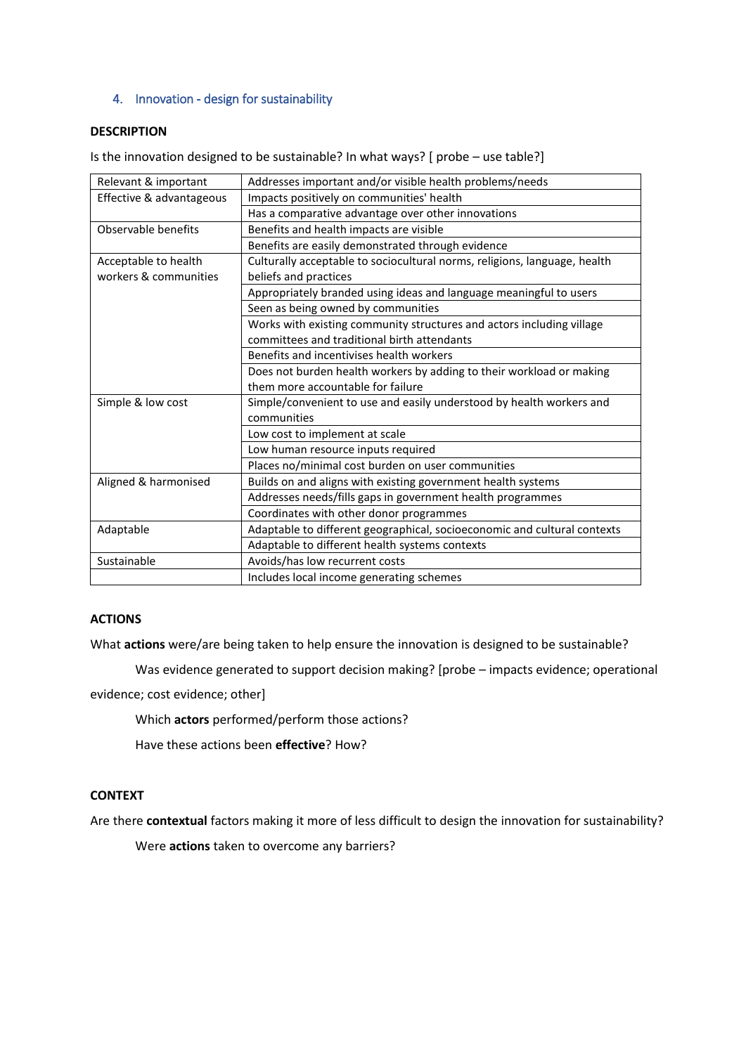## 4. Innovation - design for sustainability

**DESCRIPTION**

Is the innovation designed to be sustainable? In what ways? [ probe – use table?]

| | |
|---|---|
| Relevant & important | Addresses important and/or visible health problems/needs |
| Effective & advantageous | Impacts positively on communities' health |
| | Has a comparative advantage over other innovations |
| Observable benefits | Benefits and health impacts are visible |
| | Benefits are easily demonstrated through evidence |
| Acceptable to health workers & communities | Culturally acceptable to sociocultural norms, religions, language, health beliefs and practices |
| | Appropriately branded using ideas and language meaningful to users |
| | Seen as being owned by communities |
| | Works with existing community structures and actors including village committees and traditional birth attendants |
| | Benefits and incentivises health workers |
| | Does not burden health workers by adding to their workload or making them more accountable for failure |
| Simple & low cost | Simple/convenient to use and easily understood by health workers and communities |
| | Low cost to implement at scale |
| | Low human resource inputs required |
| | Places no/minimal cost burden on user communities |
| Aligned & harmonised | Builds on and aligns with existing government health systems |
| | Addresses needs/fills gaps in government health programmes |
| | Coordinates with other donor programmes |
| Adaptable | Adaptable to different geographical, socioeconomic and cultural contexts |
| | Adaptable to different health systems contexts |
| Sustainable | Avoids/has low recurrent costs |
| | Includes local income generating schemes |

**ACTIONS**

What **actions** were/are being taken to help ensure the innovation is designed to be sustainable?

Was evidence generated to support decision making? [probe – impacts evidence; operational evidence; cost evidence; other]

Which **actors** performed/perform those actions?

Have these actions been **effective**? How?

**CONTEXT**

Are there **contextual** factors making it more of less difficult to design the innovation for sustainability?

Were **actions** taken to overcome any barriers?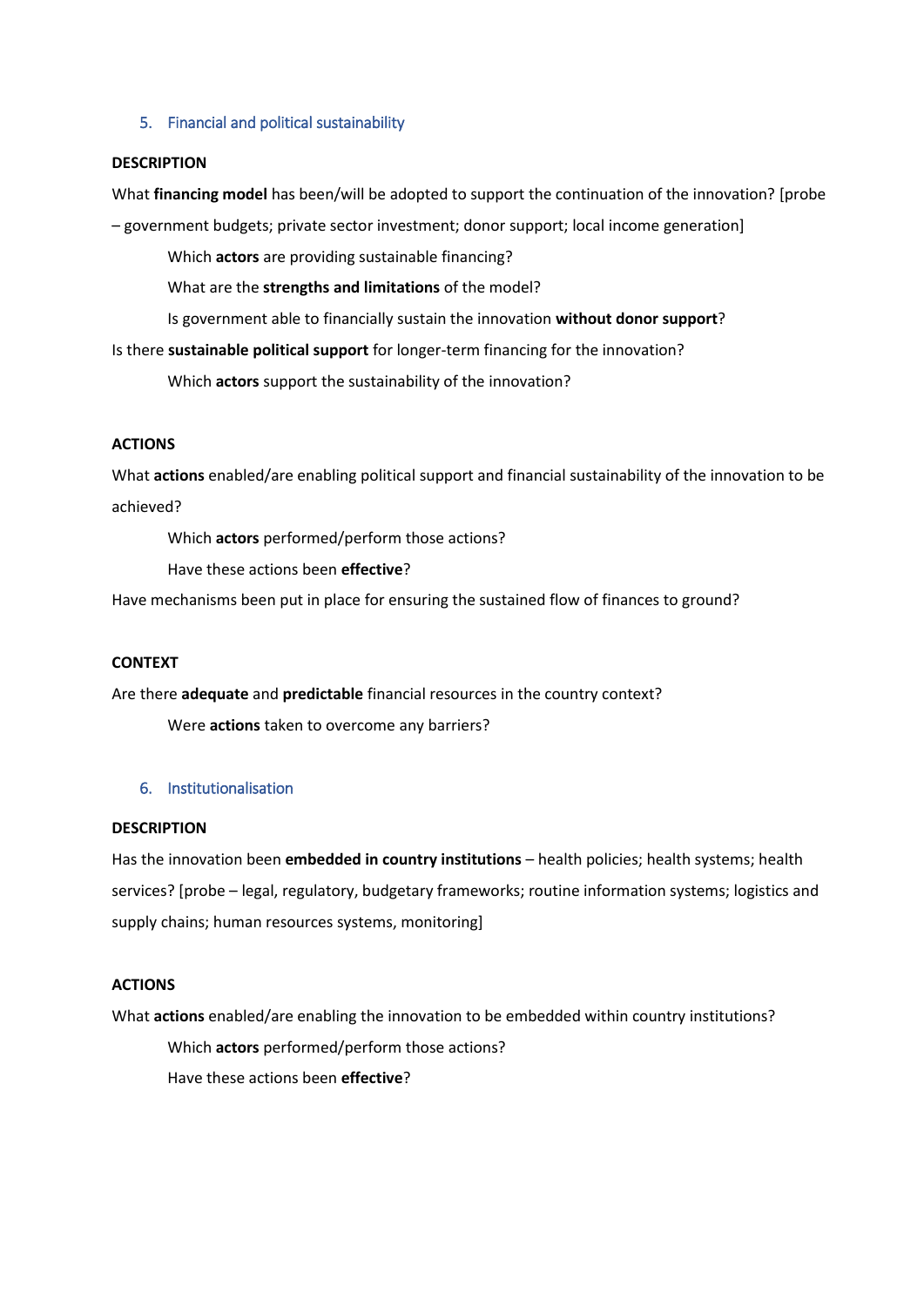## 5. Financial and political sustainability

**DESCRIPTION**

What **financing model** has been/will be adopted to support the continuation of the innovation? [probe – government budgets; private sector investment; donor support; local income generation]

Which **actors** are providing sustainable financing?

What are the **strengths and limitations** of the model?

Is government able to financially sustain the innovation **without donor support**?

Is there **sustainable political support** for longer-term financing for the innovation?

Which **actors** support the sustainability of the innovation?

**ACTIONS**

What **actions** enabled/are enabling political support and financial sustainability of the innovation to be achieved?

Which **actors** performed/perform those actions?

Have these actions been **effective**?

Have mechanisms been put in place for ensuring the sustained flow of finances to ground?

**CONTEXT**

Are there **adequate** and **predictable** financial resources in the country context?

Were **actions** taken to overcome any barriers?

## 6. Institutionalisation

**DESCRIPTION**

Has the innovation been **embedded in country institutions** – health policies; health systems; health services? [probe – legal, regulatory, budgetary frameworks; routine information systems; logistics and supply chains; human resources systems, monitoring]

**ACTIONS**

What **actions** enabled/are enabling the innovation to be embedded within country institutions?

Which **actors** performed/perform those actions?

Have these actions been **effective**?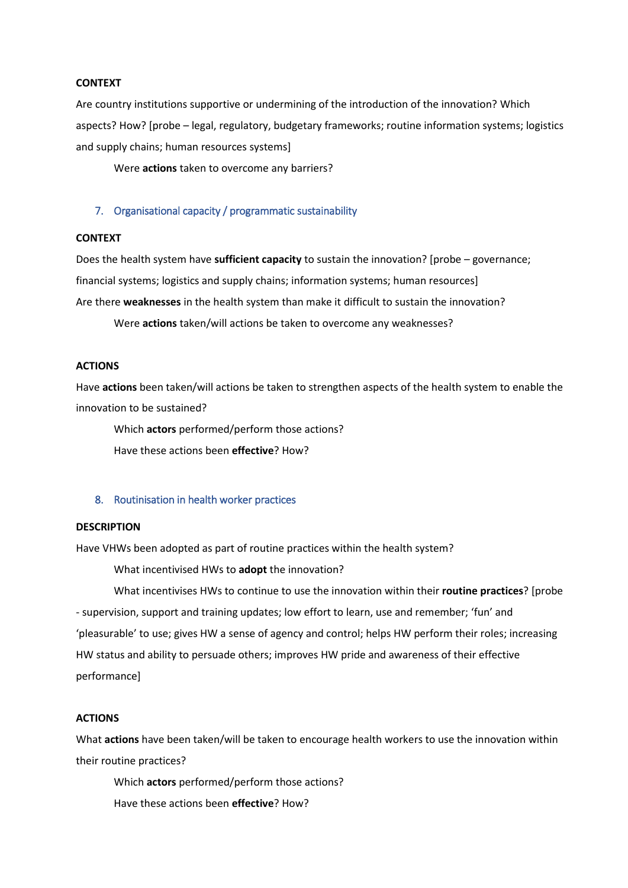**CONTEXT**

Are country institutions supportive or undermining of the introduction of the innovation? Which aspects? How? [probe – legal, regulatory, budgetary frameworks; routine information systems; logistics and supply chains; human resources systems]

Were **actions** taken to overcome any barriers?

## 7. Organisational capacity / programmatic sustainability

**CONTEXT**

Does the health system have **sufficient capacity** to sustain the innovation? [probe – governance; financial systems; logistics and supply chains; information systems; human resources]

Are there **weaknesses** in the health system than make it difficult to sustain the innovation?

Were **actions** taken/will actions be taken to overcome any weaknesses?

**ACTIONS**

Have **actions** been taken/will actions be taken to strengthen aspects of the health system to enable the innovation to be sustained?

Which **actors** performed/perform those actions?

Have these actions been **effective**? How?

## 8. Routinisation in health worker practices

**DESCRIPTION**

Have VHWs been adopted as part of routine practices within the health system?

What incentivised HWs to **adopt** the innovation?

What incentivises HWs to continue to use the innovation within their **routine practices**? [probe - supervision, support and training updates; low effort to learn, use and remember; 'fun' and 'pleasurable' to use; gives HW a sense of agency and control; helps HW perform their roles; increasing HW status and ability to persuade others; improves HW pride and awareness of their effective performance]

**ACTIONS**

What **actions** have been taken/will be taken to encourage health workers to use the innovation within their routine practices?

Which **actors** performed/perform those actions?

Have these actions been **effective**? How?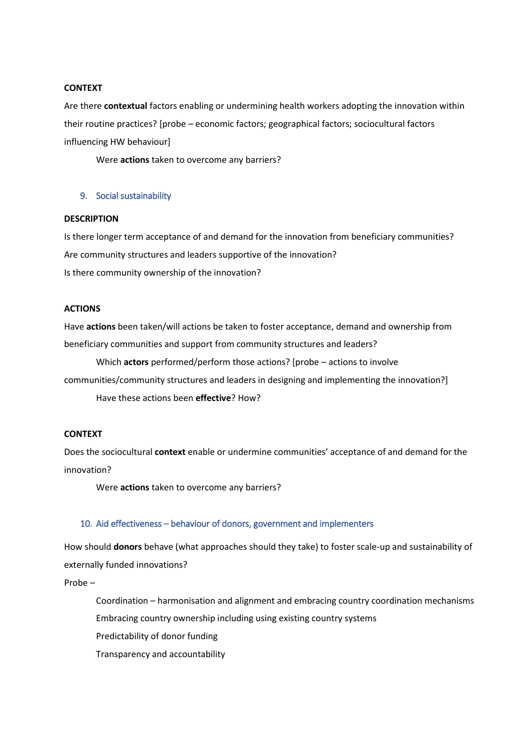**CONTEXT**

Are there **contextual** factors enabling or undermining health workers adopting the innovation within their routine practices? [probe – economic factors; geographical factors; sociocultural factors influencing HW behaviour]

Were **actions** taken to overcome any barriers?

## 9. Social sustainability

**DESCRIPTION**

Is there longer term acceptance of and demand for the innovation from beneficiary communities?

Are community structures and leaders supportive of the innovation?

Is there community ownership of the innovation?

**ACTIONS**

Have **actions** been taken/will actions be taken to foster acceptance, demand and ownership from beneficiary communities and support from community structures and leaders?

Which **actors** performed/perform those actions? [probe – actions to involve communities/community structures and leaders in designing and implementing the innovation?]

Have these actions been **effective**? How?

**CONTEXT**

Does the sociocultural **context** enable or undermine communities' acceptance of and demand for the innovation?

Were **actions** taken to overcome any barriers?

## 10. Aid effectiveness – behaviour of donors, government and implementers

How should **donors** behave (what approaches should they take) to foster scale-up and sustainability of externally funded innovations?

Probe –

Coordination – harmonisation and alignment and embracing country coordination mechanisms

Embracing country ownership including using existing country systems

Predictability of donor funding

Transparency and accountability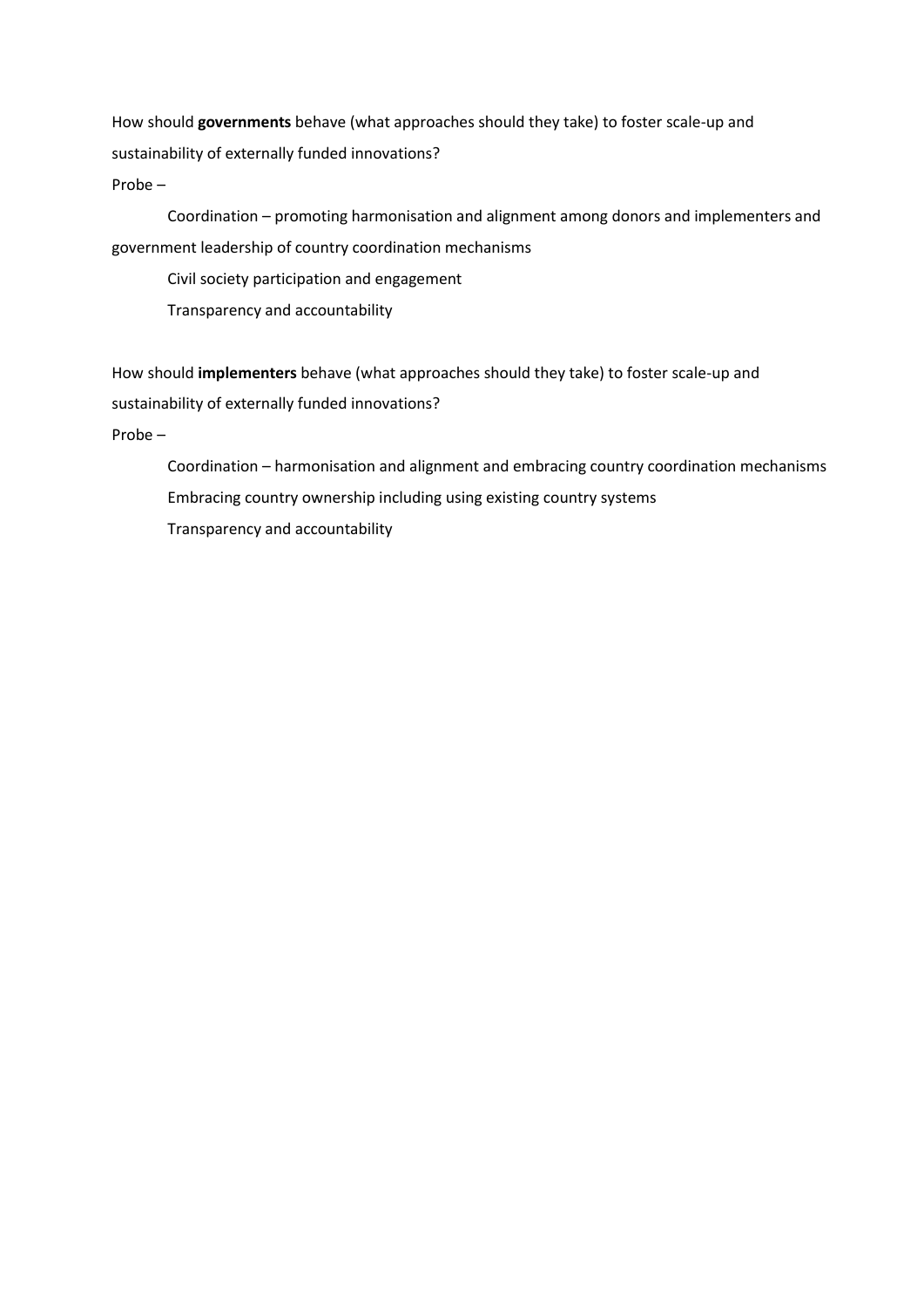How should **governments** behave (what approaches should they take) to foster scale-up and sustainability of externally funded innovations?

Probe –

Coordination – promoting harmonisation and alignment among donors and implementers and government leadership of country coordination mechanisms

Civil society participation and engagement

Transparency and accountability

How should **implementers** behave (what approaches should they take) to foster scale-up and sustainability of externally funded innovations?

Probe –

Coordination – harmonisation and alignment and embracing country coordination mechanisms

Embracing country ownership including using existing country systems

Transparency and accountability